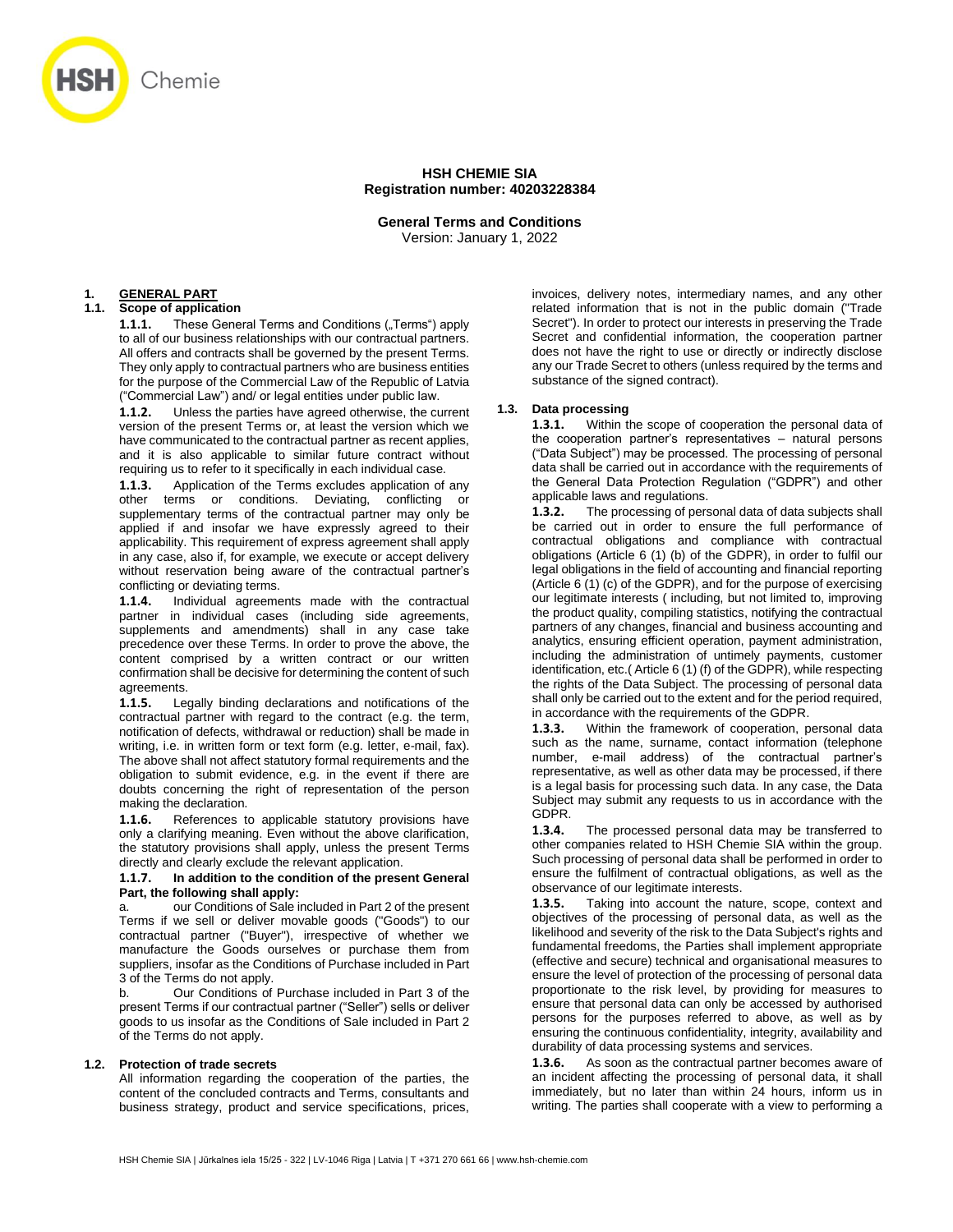**HSH CHEMIE SIA**
**Registration number: 40203228384**

**General Terms and Conditions**
Version: January 1, 2022

# 1. GENERAL PART

## 1.1. Scope of application

**1.1.1.** These General Terms and Conditions („Terms") apply to all of our business relationships with our contractual partners. All offers and contracts shall be governed by the present Terms. They only apply to contractual partners who are business entities for the purpose of the Commercial Law of the Republic of Latvia ("Commercial Law") and/ or legal entities under public law.

**1.1.2.** Unless the parties have agreed otherwise, the current version of the present Terms or, at least the version which we have communicated to the contractual partner as recent applies, and it is also applicable to similar future contract without requiring us to refer to it specifically in each individual case.

**1.1.3.** Application of the Terms excludes application of any other terms or conditions. Deviating, conflicting or supplementary terms of the contractual partner may only be applied if and insofar we have expressly agreed to their applicability. This requirement of express agreement shall apply in any case, also if, for example, we execute or accept delivery without reservation being aware of the contractual partner's conflicting or deviating terms.

**1.1.4.** Individual agreements made with the contractual partner in individual cases (including side agreements, supplements and amendments) shall in any case take precedence over these Terms. In order to prove the above, the content comprised by a written contract or our written confirmation shall be decisive for determining the content of such agreements.

**1.1.5.** Legally binding declarations and notifications of the contractual partner with regard to the contract (e.g. the term, notification of defects, withdrawal or reduction) shall be made in writing, i.e. in written form or text form (e.g. letter, e-mail, fax). The above shall not affect statutory formal requirements and the obligation to submit evidence, e.g. in the event if there are doubts concerning the right of representation of the person making the declaration.

**1.1.6.** References to applicable statutory provisions have only a clarifying meaning. Even without the above clarification, the statutory provisions shall apply, unless the present Terms directly and clearly exclude the relevant application.

**1.1.7. In addition to the condition of the present General Part, the following shall apply:**

a. our Conditions of Sale included in Part 2 of the present Terms if we sell or deliver movable goods ("Goods") to our contractual partner ("Buyer"), irrespective of whether we manufacture the Goods ourselves or purchase them from suppliers, insofar as the Conditions of Purchase included in Part 3 of the Terms do not apply.

b. Our Conditions of Purchase included in Part 3 of the present Terms if our contractual partner ("Seller") sells or deliver goods to us insofar as the Conditions of Sale included in Part 2 of the Terms do not apply.

## 1.2. Protection of trade secrets

All information regarding the cooperation of the parties, the content of the concluded contracts and Terms, consultants and business strategy, product and service specifications, prices, invoices, delivery notes, intermediary names, and any other related information that is not in the public domain ("Trade Secret"). In order to protect our interests in preserving the Trade Secret and confidential information, the cooperation partner does not have the right to use or directly or indirectly disclose any our Trade Secret to others (unless required by the terms and substance of the signed contract).

## 1.3. Data processing

**1.3.1.** Within the scope of cooperation the personal data of the cooperation partner's representatives – natural persons ("Data Subject") may be processed. The processing of personal data shall be carried out in accordance with the requirements of the General Data Protection Regulation ("GDPR") and other applicable laws and regulations.

**1.3.2.** The processing of personal data of data subjects shall be carried out in order to ensure the full performance of contractual obligations and compliance with contractual obligations (Article 6 (1) (b) of the GDPR), in order to fulfil our legal obligations in the field of accounting and financial reporting (Article 6 (1) (c) of the GDPR), and for the purpose of exercising our legitimate interests ( including, but not limited to, improving the product quality, compiling statistics, notifying the contractual partners of any changes, financial and business accounting and analytics, ensuring efficient operation, payment administration, including the administration of untimely payments, customer identification, etc.( Article 6 (1) (f) of the GDPR), while respecting the rights of the Data Subject. The processing of personal data shall only be carried out to the extent and for the period required, in accordance with the requirements of the GDPR.

**1.3.3.** Within the framework of cooperation, personal data such as the name, surname, contact information (telephone number, e-mail address) of the contractual partner's representative, as well as other data may be processed, if there is a legal basis for processing such data. In any case, the Data Subject may submit any requests to us in accordance with the GDPR.

**1.3.4.** The processed personal data may be transferred to other companies related to HSH Chemie SIA within the group. Such processing of personal data shall be performed in order to ensure the fulfilment of contractual obligations, as well as the observance of our legitimate interests.

**1.3.5.** Taking into account the nature, scope, context and objectives of the processing of personal data, as well as the likelihood and severity of the risk to the Data Subject's rights and fundamental freedoms, the Parties shall implement appropriate (effective and secure) technical and organisational measures to ensure the level of protection of the processing of personal data proportionate to the risk level, by providing for measures to ensure that personal data can only be accessed by authorised persons for the purposes referred to above, as well as by ensuring the continuous confidentiality, integrity, availability and durability of data processing systems and services.

**1.3.6.** As soon as the contractual partner becomes aware of an incident affecting the processing of personal data, it shall immediately, but no later than within 24 hours, inform us in writing. The parties shall cooperate with a view to performing a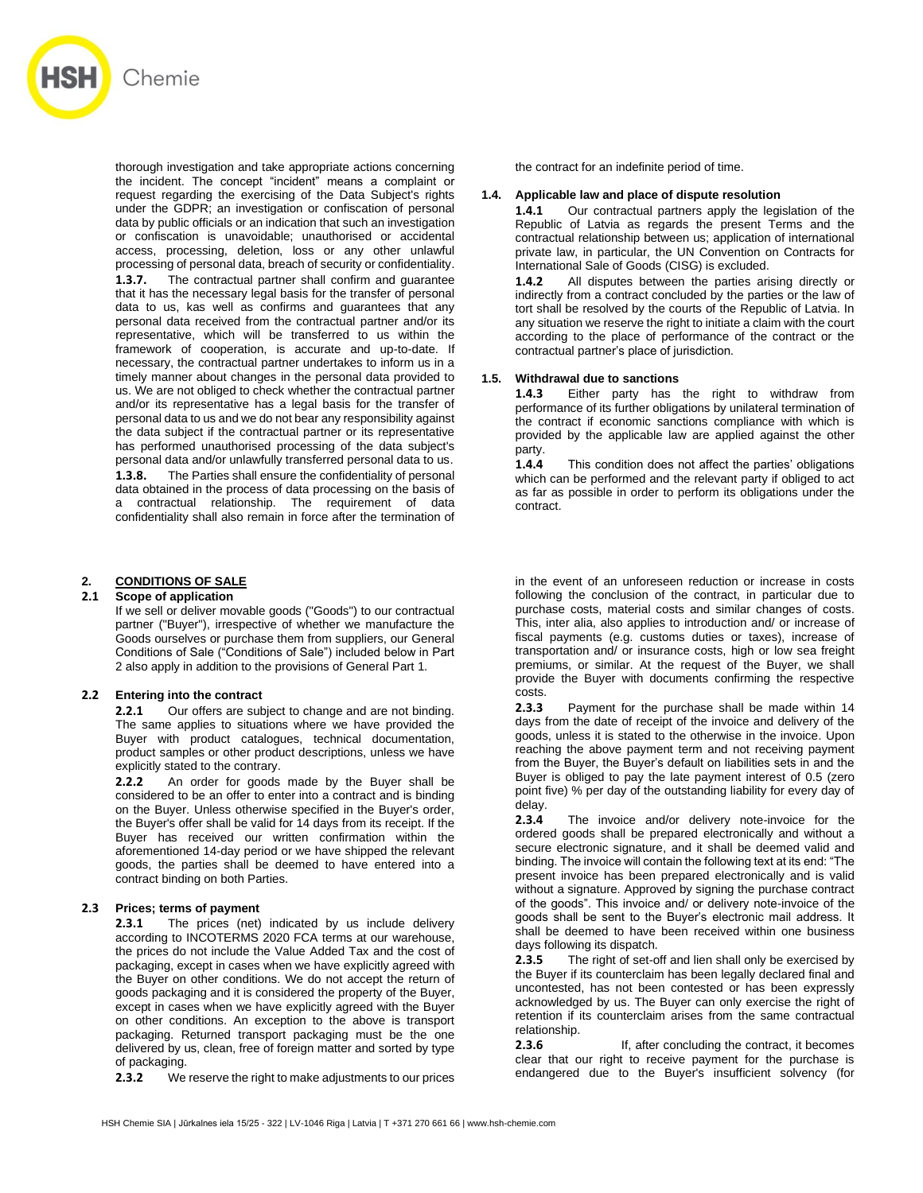thorough investigation and take appropriate actions concerning the incident. The concept "incident" means a complaint or request regarding the exercising of the Data Subject's rights under the GDPR; an investigation or confiscation of personal data by public officials or an indication that such an investigation or confiscation is unavoidable; unauthorised or accidental access, processing, deletion, loss or any other unlawful processing of personal data, breach of security or confidentiality.

**1.3.7.** The contractual partner shall confirm and guarantee that it has the necessary legal basis for the transfer of personal data to us, kas well as confirms and guarantees that any personal data received from the contractual partner and/or its representative, which will be transferred to us within the framework of cooperation, is accurate and up-to-date. If necessary, the contractual partner undertakes to inform us in a timely manner about changes in the personal data provided to us. We are not obliged to check whether the contractual partner and/or its representative has a legal basis for the transfer of personal data to us and we do not bear any responsibility against the data subject if the contractual partner or its representative has performed unauthorised processing of the data subject's personal data and/or unlawfully transferred personal data to us.

**1.3.8.** The Parties shall ensure the confidentiality of personal data obtained in the process of data processing on the basis of a contractual relationship. The requirement of data confidentiality shall also remain in force after the termination of the contract for an indefinite period of time.

### 1.4. Applicable law and place of dispute resolution

**1.4.1** Our contractual partners apply the legislation of the Republic of Latvia as regards the present Terms and the contractual relationship between us; application of international private law, in particular, the UN Convention on Contracts for International Sale of Goods (CISG) is excluded.

**1.4.2** All disputes between the parties arising directly or indirectly from a contract concluded by the parties or the law of tort shall be resolved by the courts of the Republic of Latvia. In any situation we reserve the right to initiate a claim with the court according to the place of performance of the contract or the contractual partner's place of jurisdiction.

### 1.5. Withdrawal due to sanctions

**1.4.3** Either party has the right to withdraw from performance of its further obligations by unilateral termination of the contract if economic sanctions compliance with which is provided by the applicable law are applied against the other party.

**1.4.4** This condition does not affect the parties' obligations which can be performed and the relevant party if obliged to act as far as possible in order to perform its obligations under the contract.

## 2. CONDITIONS OF SALE

### 2.1 Scope of application

If we sell or deliver movable goods ("Goods") to our contractual partner ("Buyer"), irrespective of whether we manufacture the Goods ourselves or purchase them from suppliers, our General Conditions of Sale ("Conditions of Sale") included below in Part 2 also apply in addition to the provisions of General Part 1.

### 2.2 Entering into the contract

**2.2.1** Our offers are subject to change and are not binding. The same applies to situations where we have provided the Buyer with product catalogues, technical documentation, product samples or other product descriptions, unless we have explicitly stated to the contrary.

**2.2.2** An order for goods made by the Buyer shall be considered to be an offer to enter into a contract and is binding on the Buyer. Unless otherwise specified in the Buyer's order, the Buyer's offer shall be valid for 14 days from its receipt. If the Buyer has received our written confirmation within the aforementioned 14-day period or we have shipped the relevant goods, the parties shall be deemed to have entered into a contract binding on both Parties.

### 2.3 Prices; terms of payment

**2.3.1** The prices (net) indicated by us include delivery according to INCOTERMS 2020 FCA terms at our warehouse, the prices do not include the Value Added Tax and the cost of packaging, except in cases when we have explicitly agreed with the Buyer on other conditions. We do not accept the return of goods packaging and it is considered the property of the Buyer, except in cases when we have explicitly agreed with the Buyer on other conditions. An exception to the above is transport packaging. Returned transport packaging must be the one delivered by us, clean, free of foreign matter and sorted by type of packaging.

**2.3.2** We reserve the right to make adjustments to our prices in the event of an unforeseen reduction or increase in costs following the conclusion of the contract, in particular due to purchase costs, material costs and similar changes of costs. This, inter alia, also applies to introduction and/ or increase of fiscal payments (e.g. customs duties or taxes), increase of transportation and/ or insurance costs, high or low sea freight premiums, or similar. At the request of the Buyer, we shall provide the Buyer with documents confirming the respective costs.

**2.3.3** Payment for the purchase shall be made within 14 days from the date of receipt of the invoice and delivery of the goods, unless it is stated to the otherwise in the invoice. Upon reaching the above payment term and not receiving payment from the Buyer, the Buyer's default on liabilities sets in and the Buyer is obliged to pay the late payment interest of 0.5 (zero point five) % per day of the outstanding liability for every day of delay.

**2.3.4** The invoice and/or delivery note-invoice for the ordered goods shall be prepared electronically and without a secure electronic signature, and it shall be deemed valid and binding. The invoice will contain the following text at its end: "The present invoice has been prepared electronically and is valid without a signature. Approved by signing the purchase contract of the goods". This invoice and/ or delivery note-invoice of the goods shall be sent to the Buyer's electronic mail address. It shall be deemed to have been received within one business days following its dispatch.

**2.3.5** The right of set-off and lien shall only be exercised by the Buyer if its counterclaim has been legally declared final and uncontested, has not been contested or has been expressly acknowledged by us. The Buyer can only exercise the right of retention if its counterclaim arises from the same contractual relationship.

**2.3.6** If, after concluding the contract, it becomes clear that our right to receive payment for the purchase is endangered due to the Buyer's insufficient solvency (for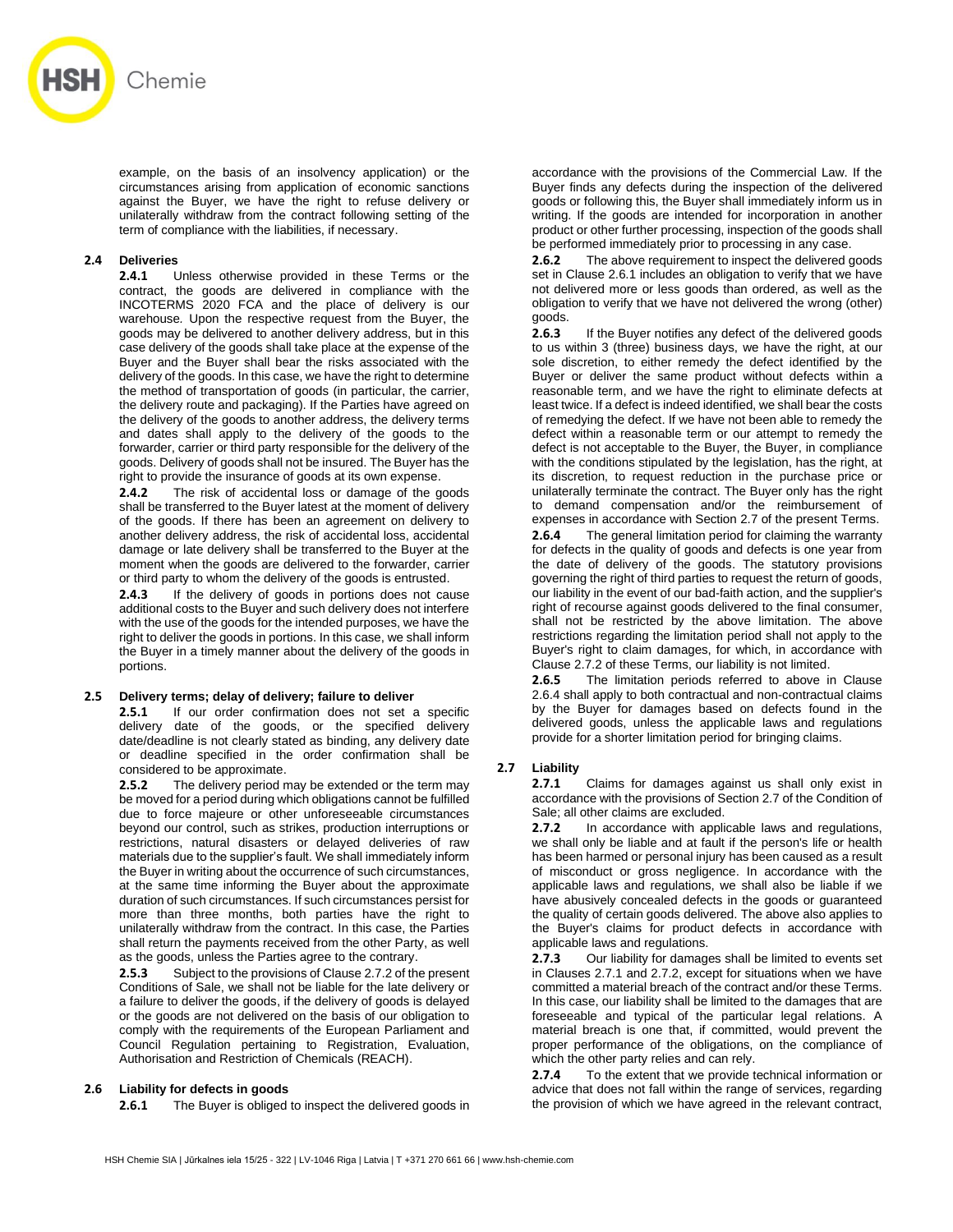example, on the basis of an insolvency application) or the circumstances arising from application of economic sanctions against the Buyer, we have the right to refuse delivery or unilaterally withdraw from the contract following setting of the term of compliance with the liabilities, if necessary.

### 2.4 Deliveries

**2.4.1** Unless otherwise provided in these Terms or the contract, the goods are delivered in compliance with the INCOTERMS 2020 FCA and the place of delivery is our warehouse. Upon the respective request from the Buyer, the goods may be delivered to another delivery address, but in this case delivery of the goods shall take place at the expense of the Buyer and the Buyer shall bear the risks associated with the delivery of the goods. In this case, we have the right to determine the method of transportation of goods (in particular, the carrier, the delivery route and packaging). If the Parties have agreed on the delivery of the goods to another address, the delivery terms and dates shall apply to the delivery of the goods to the forwarder, carrier or third party responsible for the delivery of the goods. Delivery of goods shall not be insured. The Buyer has the right to provide the insurance of goods at its own expense.

**2.4.2** The risk of accidental loss or damage of the goods shall be transferred to the Buyer latest at the moment of delivery of the goods. If there has been an agreement on delivery to another delivery address, the risk of accidental loss, accidental damage or late delivery shall be transferred to the Buyer at the moment when the goods are delivered to the forwarder, carrier or third party to whom the delivery of the goods is entrusted.

**2.4.3** If the delivery of goods in portions does not cause additional costs to the Buyer and such delivery does not interfere with the use of the goods for the intended purposes, we have the right to deliver the goods in portions. In this case, we shall inform the Buyer in a timely manner about the delivery of the goods in portions.

### 2.5 Delivery terms; delay of delivery; failure to deliver

**2.5.1** If our order confirmation does not set a specific delivery date of the goods, or the specified delivery date/deadline is not clearly stated as binding, any delivery date or deadline specified in the order confirmation shall be considered to be approximate.

**2.5.2** The delivery period may be extended or the term may be moved for a period during which obligations cannot be fulfilled due to force majeure or other unforeseeable circumstances beyond our control, such as strikes, production interruptions or restrictions, natural disasters or delayed deliveries of raw materials due to the supplier's fault. We shall immediately inform the Buyer in writing about the occurrence of such circumstances, at the same time informing the Buyer about the approximate duration of such circumstances. If such circumstances persist for more than three months, both parties have the right to unilaterally withdraw from the contract. In this case, the Parties shall return the payments received from the other Party, as well as the goods, unless the Parties agree to the contrary.

**2.5.3** Subject to the provisions of Clause 2.7.2 of the present Conditions of Sale, we shall not be liable for the late delivery or a failure to deliver the goods, if the delivery of goods is delayed or the goods are not delivered on the basis of our obligation to comply with the requirements of the European Parliament and Council Regulation pertaining to Registration, Evaluation, Authorisation and Restriction of Chemicals (REACH).

### 2.6 Liability for defects in goods

**2.6.1** The Buyer is obliged to inspect the delivered goods in accordance with the provisions of the Commercial Law. If the Buyer finds any defects during the inspection of the delivered goods or following this, the Buyer shall immediately inform us in writing. If the goods are intended for incorporation in another product or other further processing, inspection of the goods shall be performed immediately prior to processing in any case.

**2.6.2** The above requirement to inspect the delivered goods set in Clause 2.6.1 includes an obligation to verify that we have not delivered more or less goods than ordered, as well as the obligation to verify that we have not delivered the wrong (other) goods.

**2.6.3** If the Buyer notifies any defect of the delivered goods to us within 3 (three) business days, we have the right, at our sole discretion, to either remedy the defect identified by the Buyer or deliver the same product without defects within a reasonable term, and we have the right to eliminate defects at least twice. If a defect is indeed identified, we shall bear the costs of remedying the defect. If we have not been able to remedy the defect within a reasonable term or our attempt to remedy the defect is not acceptable to the Buyer, the Buyer, in compliance with the conditions stipulated by the legislation, has the right, at its discretion, to request reduction in the purchase price or unilaterally terminate the contract. The Buyer only has the right to demand compensation and/or the reimbursement of expenses in accordance with Section 2.7 of the present Terms.

**2.6.4** The general limitation period for claiming the warranty for defects in the quality of goods and defects is one year from the date of delivery of the goods. The statutory provisions governing the right of third parties to request the return of goods, our liability in the event of our bad-faith action, and the supplier's right of recourse against goods delivered to the final consumer, shall not be restricted by the above limitation. The above restrictions regarding the limitation period shall not apply to the Buyer's right to claim damages, for which, in accordance with Clause 2.7.2 of these Terms, our liability is not limited.

**2.6.5** The limitation periods referred to above in Clause 2.6.4 shall apply to both contractual and non-contractual claims by the Buyer for damages based on defects found in the delivered goods, unless the applicable laws and regulations provide for a shorter limitation period for bringing claims.

### 2.7 Liability

**2.7.1** Claims for damages against us shall only exist in accordance with the provisions of Section 2.7 of the Condition of Sale; all other claims are excluded.

**2.7.2** In accordance with applicable laws and regulations, we shall only be liable and at fault if the person's life or health has been harmed or personal injury has been caused as a result of misconduct or gross negligence. In accordance with the applicable laws and regulations, we shall also be liable if we have abusively concealed defects in the goods or guaranteed the quality of certain goods delivered. The above also applies to the Buyer's claims for product defects in accordance with applicable laws and regulations.

**2.7.3** Our liability for damages shall be limited to events set in Clauses 2.7.1 and 2.7.2, except for situations when we have committed a material breach of the contract and/or these Terms. In this case, our liability shall be limited to the damages that are foreseeable and typical of the particular legal relations. A material breach is one that, if committed, would prevent the proper performance of the obligations, on the compliance of which the other party relies and can rely.

**2.7.4** To the extent that we provide technical information or advice that does not fall within the range of services, regarding the provision of which we have agreed in the relevant contract,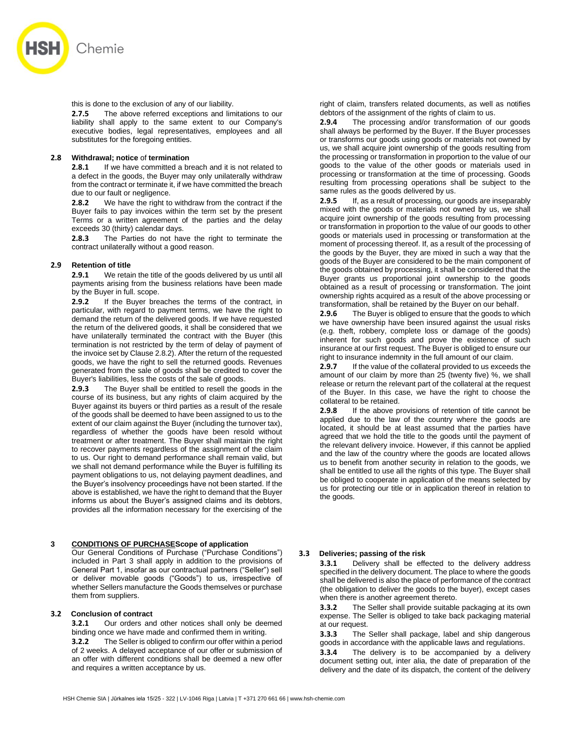this is done to the exclusion of any of our liability.

**2.7.5** The above referred exceptions and limitations to our liability shall apply to the same extent to our Company's executive bodies, legal representatives, employees and all substitutes for the foregoing entities.

### 2.8 Withdrawal; notice of termination

**2.8.1** If we have committed a breach and it is not related to a defect in the goods, the Buyer may only unilaterally withdraw from the contract or terminate it, if we have committed the breach due to our fault or negligence.

**2.8.2** We have the right to withdraw from the contract if the Buyer fails to pay invoices within the term set by the present Terms or a written agreement of the parties and the delay exceeds 30 (thirty) calendar days.

**2.8.3** The Parties do not have the right to terminate the contract unilaterally without a good reason.

### 2.9 Retention of title

**2.9.1** We retain the title of the goods delivered by us until all payments arising from the business relations have been made by the Buyer in full. scope.

**2.9.2** If the Buyer breaches the terms of the contract, in particular, with regard to payment terms, we have the right to demand the return of the delivered goods. If we have requested the return of the delivered goods, it shall be considered that we have unilaterally terminated the contract with the Buyer (this termination is not restricted by the term of delay of payment of the invoice set by Clause 2.8.2). After the return of the requested goods, we have the right to sell the returned goods. Revenues generated from the sale of goods shall be credited to cover the Buyer's liabilities, less the costs of the sale of goods.

**2.9.3** The Buyer shall be entitled to resell the goods in the course of its business, but any rights of claim acquired by the Buyer against its buyers or third parties as a result of the resale of the goods shall be deemed to have been assigned to us to the extent of our claim against the Buyer (including the turnover tax), regardless of whether the goods have been resold without treatment or after treatment. The Buyer shall maintain the right to recover payments regardless of the assignment of the claim to us. Our right to demand performance shall remain valid, but we shall not demand performance while the Buyer is fulfilling its payment obligations to us, not delaying payment deadlines, and the Buyer's insolvency proceedings have not been started. If the above is established, we have the right to demand that the Buyer informs us about the Buyer's assigned claims and its debtors, provides all the information necessary for the exercising of the right of claim, transfers related documents, as well as notifies debtors of the assignment of the rights of claim to us.

**2.9.4** The processing and/or transformation of our goods shall always be performed by the Buyer. If the Buyer processes or transforms our goods using goods or materials not owned by us, we shall acquire joint ownership of the goods resulting from the processing or transformation in proportion to the value of our goods to the value of the other goods or materials used in processing or transformation at the time of processing. Goods resulting from processing operations shall be subject to the same rules as the goods delivered by us.

**2.9.5** If, as a result of processing, our goods are inseparably mixed with the goods or materials not owned by us, we shall acquire joint ownership of the goods resulting from processing or transformation in proportion to the value of our goods to other goods or materials used in processing or transformation at the moment of processing thereof. If, as a result of the processing of the goods by the Buyer, they are mixed in such a way that the goods of the Buyer are considered to be the main component of the goods obtained by processing, it shall be considered that the Buyer grants us proportional joint ownership to the goods obtained as a result of processing or transformation. The joint ownership rights acquired as a result of the above processing or transformation, shall be retained by the Buyer on our behalf.

**2.9.6** The Buyer is obliged to ensure that the goods to which we have ownership have been insured against the usual risks (e.g. theft, robbery, complete loss or damage of the goods) inherent for such goods and prove the existence of such insurance at our first request. The Buyer is obliged to ensure our right to insurance indemnity in the full amount of our claim.

**2.9.7** If the value of the collateral provided to us exceeds the amount of our claim by more than 25 (twenty five) %, we shall release or return the relevant part of the collateral at the request of the Buyer. In this case, we have the right to choose the collateral to be retained.

**2.9.8** If the above provisions of retention of title cannot be applied due to the law of the country where the goods are located, it should be at least assumed that the parties have agreed that we hold the title to the goods until the payment of the relevant delivery invoice. However, if this cannot be applied and the law of the country where the goods are located allows us to benefit from another security in relation to the goods, we shall be entitled to use all the rights of this type. The Buyer shall be obliged to cooperate in application of the means selected by us for protecting our title or in application thereof in relation to the goods.

## 3 <u>CONDITIONS OF PURCHASE</u>Scope of application

Our General Conditions of Purchase ("Purchase Conditions") included in Part 3 shall apply in addition to the provisions of General Part 1, insofar as our contractual partners ("Seller") sell or deliver movable goods ("Goods") to us, irrespective of whether Sellers manufacture the Goods themselves or purchase them from suppliers.

### 3.2 Conclusion of contract

**3.2.1** Our orders and other notices shall only be deemed binding once we have made and confirmed them in writing.

**3.2.2** The Seller is obliged to confirm our offer within a period of 2 weeks. A delayed acceptance of our offer or submission of an offer with different conditions shall be deemed a new offer and requires a written acceptance by us.

### 3.3 Deliveries; passing of the risk

**3.3.1** Delivery shall be effected to the delivery address specified in the delivery document. The place to where the goods shall be delivered is also the place of performance of the contract (the obligation to deliver the goods to the buyer), except cases when there is another agreement thereto.

**3.3.2** The Seller shall provide suitable packaging at its own expense. The Seller is obliged to take back packaging material at our request.

**3.3.3** The Seller shall package, label and ship dangerous goods in accordance with the applicable laws and regulations.

**3.3.4** The delivery is to be accompanied by a delivery document setting out, inter alia, the date of preparation of the delivery and the date of its dispatch, the content of the delivery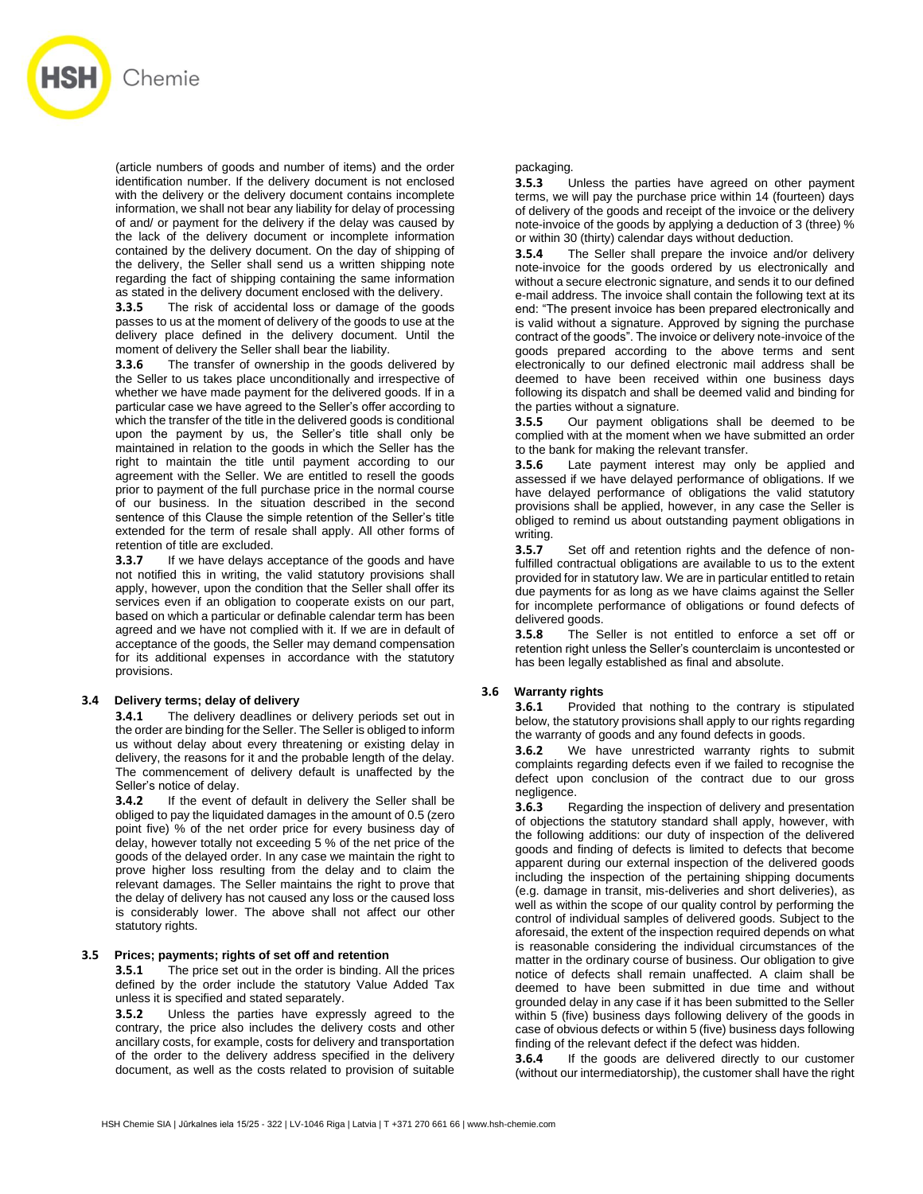(article numbers of goods and number of items) and the order identification number. If the delivery document is not enclosed with the delivery or the delivery document contains incomplete information, we shall not bear any liability for delay of processing of and/ or payment for the delivery if the delay was caused by the lack of the delivery document or incomplete information contained by the delivery document. On the day of shipping of the delivery, the Seller shall send us a written shipping note regarding the fact of shipping containing the same information as stated in the delivery document enclosed with the delivery.

**3.3.5** The risk of accidental loss or damage of the goods passes to us at the moment of delivery of the goods to use at the delivery place defined in the delivery document. Until the moment of delivery the Seller shall bear the liability.

**3.3.6** The transfer of ownership in the goods delivered by the Seller to us takes place unconditionally and irrespective of whether we have made payment for the delivered goods. If in a particular case we have agreed to the Seller's offer according to which the transfer of the title in the delivered goods is conditional upon the payment by us, the Seller's title shall only be maintained in relation to the goods in which the Seller has the right to maintain the title until payment according to our agreement with the Seller. We are entitled to resell the goods prior to payment of the full purchase price in the normal course of our business. In the situation described in the second sentence of this Clause the simple retention of the Seller's title extended for the term of resale shall apply. All other forms of retention of title are excluded.

**3.3.7** If we have delays acceptance of the goods and have not notified this in writing, the valid statutory provisions shall apply, however, upon the condition that the Seller shall offer its services even if an obligation to cooperate exists on our part, based on which a particular or definable calendar term has been agreed and we have not complied with it. If we are in default of acceptance of the goods, the Seller may demand compensation for its additional expenses in accordance with the statutory provisions.

### 3.4 Delivery terms; delay of delivery

**3.4.1** The delivery deadlines or delivery periods set out in the order are binding for the Seller. The Seller is obliged to inform us without delay about every threatening or existing delay in delivery, the reasons for it and the probable length of the delay. The commencement of delivery default is unaffected by the Seller's notice of delay.

**3.4.2** If the event of default in delivery the Seller shall be obliged to pay the liquidated damages in the amount of 0.5 (zero point five) % of the net order price for every business day of delay, however totally not exceeding 5 % of the net price of the goods of the delayed order. In any case we maintain the right to prove higher loss resulting from the delay and to claim the relevant damages. The Seller maintains the right to prove that the delay of delivery has not caused any loss or the caused loss is considerably lower. The above shall not affect our other statutory rights.

### 3.5 Prices; payments; rights of set off and retention

**3.5.1** The price set out in the order is binding. All the prices defined by the order include the statutory Value Added Tax unless it is specified and stated separately.

**3.5.2** Unless the parties have expressly agreed to the contrary, the price also includes the delivery costs and other ancillary costs, for example, costs for delivery and transportation of the order to the delivery address specified in the delivery document, as well as the costs related to provision of suitable packaging.

**3.5.3** Unless the parties have agreed on other payment terms, we will pay the purchase price within 14 (fourteen) days of delivery of the goods and receipt of the invoice or the delivery note-invoice of the goods by applying a deduction of 3 (three) % or within 30 (thirty) calendar days without deduction.

**3.5.4** The Seller shall prepare the invoice and/or delivery note-invoice for the goods ordered by us electronically and without a secure electronic signature, and sends it to our defined e-mail address. The invoice shall contain the following text at its end: "The present invoice has been prepared electronically and is valid without a signature. Approved by signing the purchase contract of the goods". The invoice or delivery note-invoice of the goods prepared according to the above terms and sent electronically to our defined electronic mail address shall be deemed to have been received within one business days following its dispatch and shall be deemed valid and binding for the parties without a signature.

**3.5.5** Our payment obligations shall be deemed to be complied with at the moment when we have submitted an order to the bank for making the relevant transfer.

**3.5.6** Late payment interest may only be applied and assessed if we have delayed performance of obligations. If we have delayed performance of obligations the valid statutory provisions shall be applied, however, in any case the Seller is obliged to remind us about outstanding payment obligations in writing.

**3.5.7** Set off and retention rights and the defence of non-fulfilled contractual obligations are available to us to the extent provided for in statutory law. We are in particular entitled to retain due payments for as long as we have claims against the Seller for incomplete performance of obligations or found defects of delivered goods.

**3.5.8** The Seller is not entitled to enforce a set off or retention right unless the Seller's counterclaim is uncontested or has been legally established as final and absolute.

### 3.6 Warranty rights

**3.6.1** Provided that nothing to the contrary is stipulated below, the statutory provisions shall apply to our rights regarding the warranty of goods and any found defects in goods.

**3.6.2** We have unrestricted warranty rights to submit complaints regarding defects even if we failed to recognise the defect upon conclusion of the contract due to our gross negligence.

**3.6.3** Regarding the inspection of delivery and presentation of objections the statutory standard shall apply, however, with the following additions: our duty of inspection of the delivered goods and finding of defects is limited to defects that become apparent during our external inspection of the delivered goods including the inspection of the pertaining shipping documents (e.g. damage in transit, mis-deliveries and short deliveries), as well as within the scope of our quality control by performing the control of individual samples of delivered goods. Subject to the aforesaid, the extent of the inspection required depends on what is reasonable considering the individual circumstances of the matter in the ordinary course of business. Our obligation to give notice of defects shall remain unaffected. A claim shall be deemed to have been submitted in due time and without grounded delay in any case if it has been submitted to the Seller within 5 (five) business days following delivery of the goods in case of obvious defects or within 5 (five) business days following finding of the relevant defect if the defect was hidden.

**3.6.4** If the goods are delivered directly to our customer (without our intermediatorship), the customer shall have the right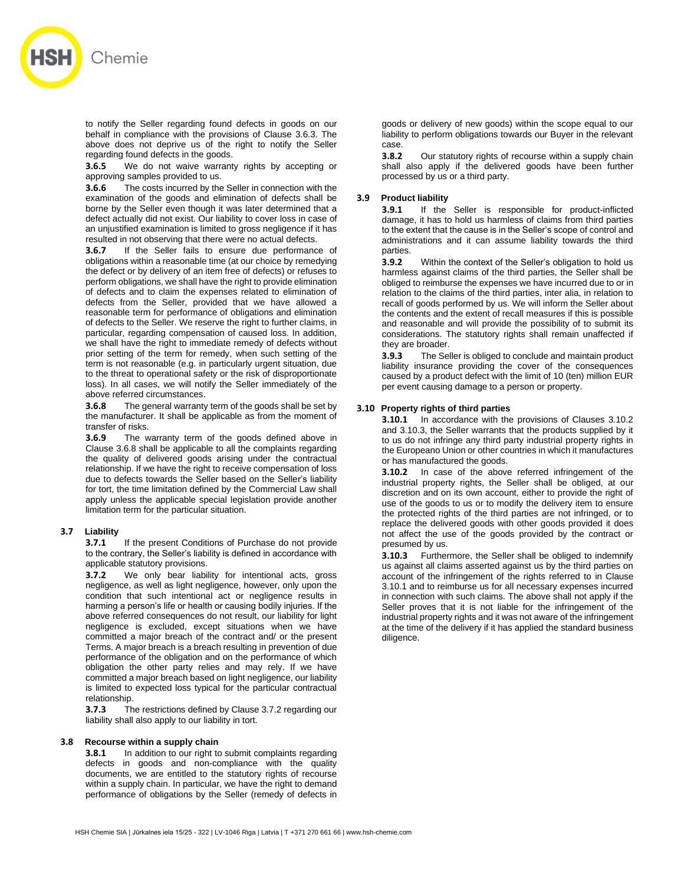to notify the Seller regarding found defects in goods on our behalf in compliance with the provisions of Clause 3.6.3. The above does not deprive us of the right to notify the Seller regarding found defects in the goods.

**3.6.5** We do not waive warranty rights by accepting or approving samples provided to us.

**3.6.6** The costs incurred by the Seller in connection with the examination of the goods and elimination of defects shall be borne by the Seller even though it was later determined that a defect actually did not exist. Our liability to cover loss in case of an unjustified examination is limited to gross negligence if it has resulted in not observing that there were no actual defects.

**3.6.7** If the Seller fails to ensure due performance of obligations within a reasonable time (at our choice by remedying the defect or by delivery of an item free of defects) or refuses to perform obligations, we shall have the right to provide elimination of defects and to claim the expenses related to elimination of defects from the Seller, provided that we have allowed a reasonable term for performance of obligations and elimination of defects to the Seller. We reserve the right to further claims, in particular, regarding compensation of caused loss. In addition, we shall have the right to immediate remedy of defects without prior setting of the term for remedy, when such setting of the term is not reasonable (e.g. in particularly urgent situation, due to the threat to operational safety or the risk of disproportionate loss). In all cases, we will notify the Seller immediately of the above referred circumstances.

**3.6.8** The general warranty term of the goods shall be set by the manufacturer. It shall be applicable as from the moment of transfer of risks.

**3.6.9** The warranty term of the goods defined above in Clause 3.6.8 shall be applicable to all the complaints regarding the quality of delivered goods arising under the contractual relationship. If we have the right to receive compensation of loss due to defects towards the Seller based on the Seller's liability for tort, the time limitation defined by the Commercial Law shall apply unless the applicable special legislation provide another limitation term for the particular situation.

### 3.7 Liability

**3.7.1** If the present Conditions of Purchase do not provide to the contrary, the Seller's liability is defined in accordance with applicable statutory provisions.

**3.7.2** We only bear liability for intentional acts, gross negligence, as well as light negligence, however, only upon the condition that such intentional act or negligence results in harming a person's life or health or causing bodily injuries. If the above referred consequences do not result, our liability for light negligence is excluded, except situations when we have committed a major breach of the contract and/ or the present Terms. A major breach is a breach resulting in prevention of due performance of the obligation and on the performance of which obligation the other party relies and may rely. If we have committed a major breach based on light negligence, our liability is limited to expected loss typical for the particular contractual relationship.

**3.7.3** The restrictions defined by Clause 3.7.2 regarding our liability shall also apply to our liability in tort.

### 3.8 Recourse within a supply chain

**3.8.1** In addition to our right to submit complaints regarding defects in goods and non-compliance with the quality documents, we are entitled to the statutory rights of recourse within a supply chain. In particular, we have the right to demand performance of obligations by the Seller (remedy of defects in goods or delivery of new goods) within the scope equal to our liability to perform obligations towards our Buyer in the relevant case.

**3.8.2** Our statutory rights of recourse within a supply chain shall also apply if the delivered goods have been further processed by us or a third party.

### 3.9 Product liability

**3.9.1** If the Seller is responsible for product-inflicted damage, it has to hold us harmless of claims from third parties to the extent that the cause is in the Seller's scope of control and administrations and it can assume liability towards the third parties.

**3.9.2** Within the context of the Seller's obligation to hold us harmless against claims of the third parties, the Seller shall be obliged to reimburse the expenses we have incurred due to or in relation to the claims of the third parties, inter alia, in relation to recall of goods performed by us. We will inform the Seller about the contents and the extent of recall measures if this is possible and reasonable and will provide the possibility of to submit its considerations. The statutory rights shall remain unaffected if they are broader.

**3.9.3** The Seller is obliged to conclude and maintain product liability insurance providing the cover of the consequences caused by a product defect with the limit of 10 (ten) million EUR per event causing damage to a person or property.

### 3.10 Property rights of third parties

**3.10.1** In accordance with the provisions of Clauses 3.10.2 and 3.10.3, the Seller warrants that the products supplied by it to us do not infringe any third party industrial property rights in the Europeano Union or other countries in which it manufactures or has manufactured the goods.

**3.10.2** In case of the above referred infringement of the industrial property rights, the Seller shall be obliged, at our discretion and on its own account, either to provide the right of use of the goods to us or to modify the delivery item to ensure the protected rights of the third parties are not infringed, or to replace the delivered goods with other goods provided it does not affect the use of the goods provided by the contract or presumed by us.

**3.10.3** Furthermore, the Seller shall be obliged to indemnify us against all claims asserted against us by the third parties on account of the infringement of the rights referred to in Clause 3.10.1 and to reimburse us for all necessary expenses incurred in connection with such claims. The above shall not apply if the Seller proves that it is not liable for the infringement of the industrial property rights and it was not aware of the infringement at the time of the delivery if it has applied the standard business diligence.